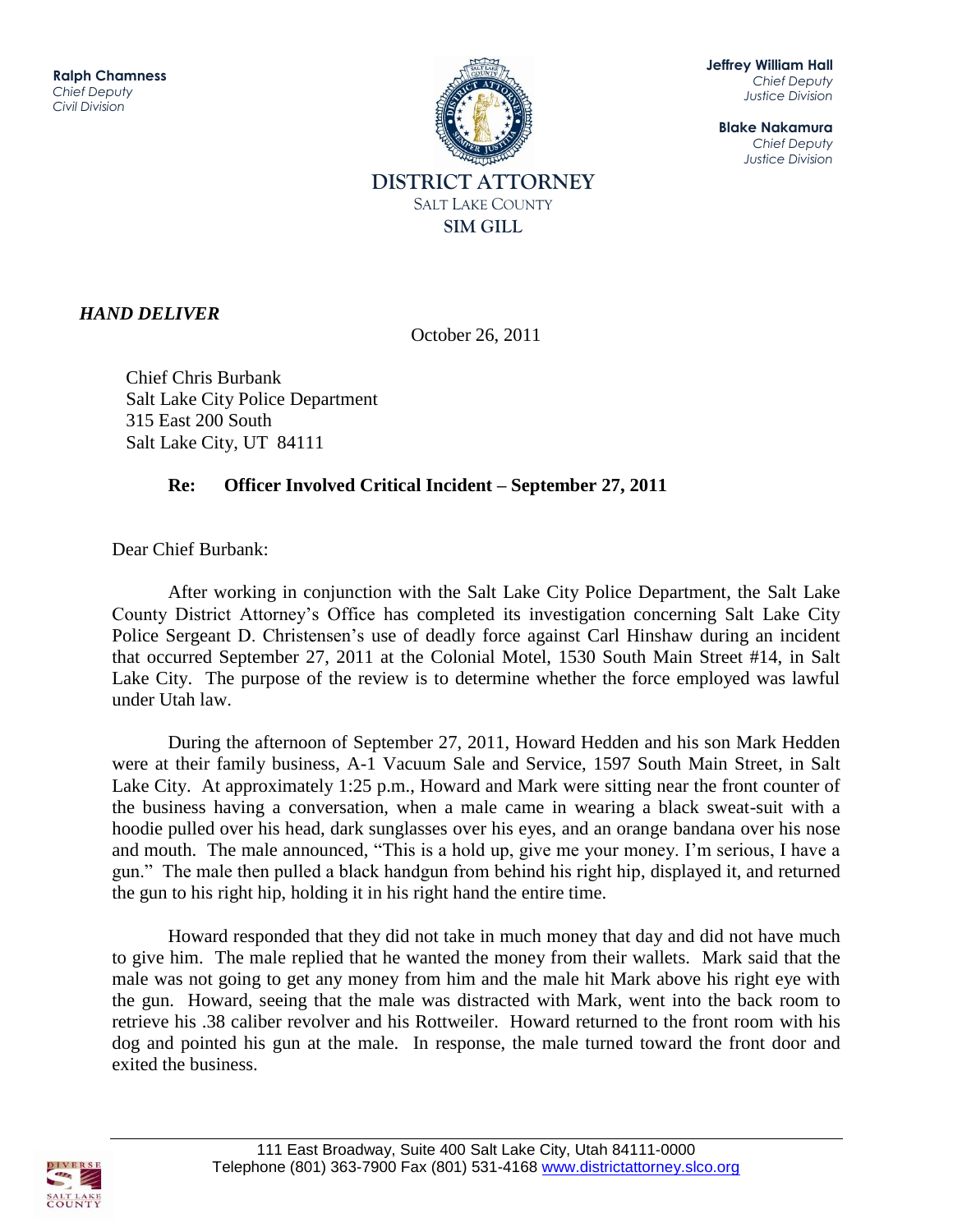**Ralph Chamness**
*Chief Deputy*
*Civil Division*

**Jeffrey William Hall**
*Chief Deputy*
*Justice Division*

**Blake Nakamura**
*Chief Deputy*
*Justice Division*

DISTRICT ATTORNEY
SALT LAKE COUNTY
SIM GILL

***HAND DELIVER***

October 26, 2011

Chief Chris Burbank
Salt Lake City Police Department
315 East 200 South
Salt Lake City, UT 84111

**Re: Officer Involved Critical Incident – September 27, 2011**

Dear Chief Burbank:

After working in conjunction with the Salt Lake City Police Department, the Salt Lake County District Attorney's Office has completed its investigation concerning Salt Lake City Police Sergeant D. Christensen's use of deadly force against Carl Hinshaw during an incident that occurred September 27, 2011 at the Colonial Motel, 1530 South Main Street #14, in Salt Lake City. The purpose of the review is to determine whether the force employed was lawful under Utah law.

During the afternoon of September 27, 2011, Howard Hedden and his son Mark Hedden were at their family business, A-1 Vacuum Sale and Service, 1597 South Main Street, in Salt Lake City. At approximately 1:25 p.m., Howard and Mark were sitting near the front counter of the business having a conversation, when a male came in wearing a black sweat-suit with a hoodie pulled over his head, dark sunglasses over his eyes, and an orange bandana over his nose and mouth. The male announced, "This is a hold up, give me your money. I'm serious, I have a gun." The male then pulled a black handgun from behind his right hip, displayed it, and returned the gun to his right hip, holding it in his right hand the entire time.

Howard responded that they did not take in much money that day and did not have much to give him. The male replied that he wanted the money from their wallets. Mark said that the male was not going to get any money from him and the male hit Mark above his right eye with the gun. Howard, seeing that the male was distracted with Mark, went into the back room to retrieve his .38 caliber revolver and his Rottweiler. Howard returned to the front room with his dog and pointed his gun at the male. In response, the male turned toward the front door and exited the business.

111 East Broadway, Suite 400 Salt Lake City, Utah 84111-0000
Telephone (801) 363-7900 Fax (801) 531-4168 www.districtattorney.slco.org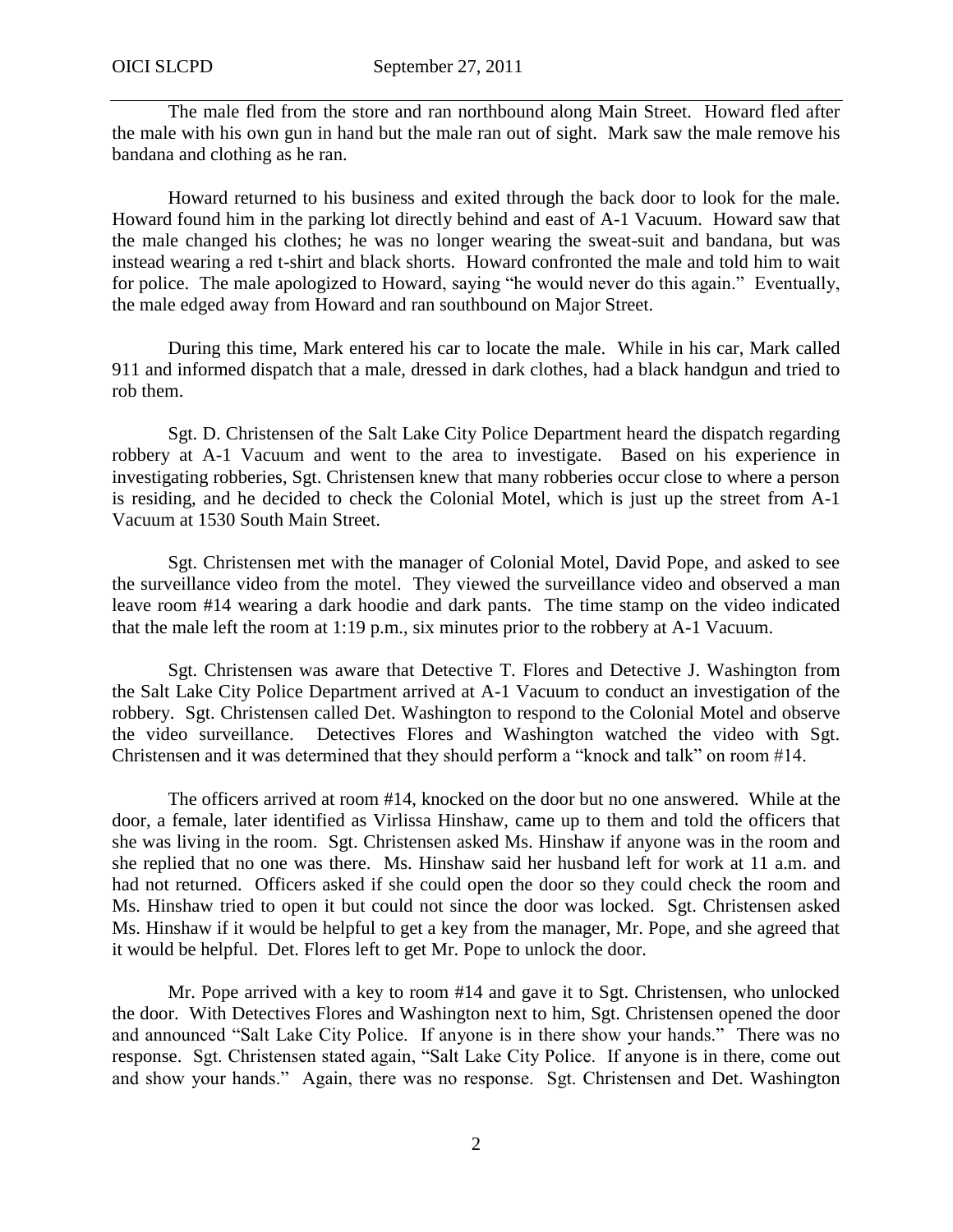The male fled from the store and ran northbound along Main Street. Howard fled after the male with his own gun in hand but the male ran out of sight. Mark saw the male remove his bandana and clothing as he ran.

Howard returned to his business and exited through the back door to look for the male. Howard found him in the parking lot directly behind and east of A-1 Vacuum. Howard saw that the male changed his clothes; he was no longer wearing the sweat-suit and bandana, but was instead wearing a red t-shirt and black shorts. Howard confronted the male and told him to wait for police. The male apologized to Howard, saying "he would never do this again." Eventually, the male edged away from Howard and ran southbound on Major Street.

During this time, Mark entered his car to locate the male. While in his car, Mark called 911 and informed dispatch that a male, dressed in dark clothes, had a black handgun and tried to rob them.

Sgt. D. Christensen of the Salt Lake City Police Department heard the dispatch regarding robbery at A-1 Vacuum and went to the area to investigate. Based on his experience in investigating robberies, Sgt. Christensen knew that many robberies occur close to where a person is residing, and he decided to check the Colonial Motel, which is just up the street from A-1 Vacuum at 1530 South Main Street.

Sgt. Christensen met with the manager of Colonial Motel, David Pope, and asked to see the surveillance video from the motel. They viewed the surveillance video and observed a man leave room #14 wearing a dark hoodie and dark pants. The time stamp on the video indicated that the male left the room at 1:19 p.m., six minutes prior to the robbery at A-1 Vacuum.

Sgt. Christensen was aware that Detective T. Flores and Detective J. Washington from the Salt Lake City Police Department arrived at A-1 Vacuum to conduct an investigation of the robbery. Sgt. Christensen called Det. Washington to respond to the Colonial Motel and observe the video surveillance. Detectives Flores and Washington watched the video with Sgt. Christensen and it was determined that they should perform a "knock and talk" on room #14.

The officers arrived at room #14, knocked on the door but no one answered. While at the door, a female, later identified as Virlissa Hinshaw, came up to them and told the officers that she was living in the room. Sgt. Christensen asked Ms. Hinshaw if anyone was in the room and she replied that no one was there. Ms. Hinshaw said her husband left for work at 11 a.m. and had not returned. Officers asked if she could open the door so they could check the room and Ms. Hinshaw tried to open it but could not since the door was locked. Sgt. Christensen asked Ms. Hinshaw if it would be helpful to get a key from the manager, Mr. Pope, and she agreed that it would be helpful. Det. Flores left to get Mr. Pope to unlock the door.

Mr. Pope arrived with a key to room #14 and gave it to Sgt. Christensen, who unlocked the door. With Detectives Flores and Washington next to him, Sgt. Christensen opened the door and announced "Salt Lake City Police. If anyone is in there show your hands." There was no response. Sgt. Christensen stated again, "Salt Lake City Police. If anyone is in there, come out and show your hands." Again, there was no response. Sgt. Christensen and Det. Washington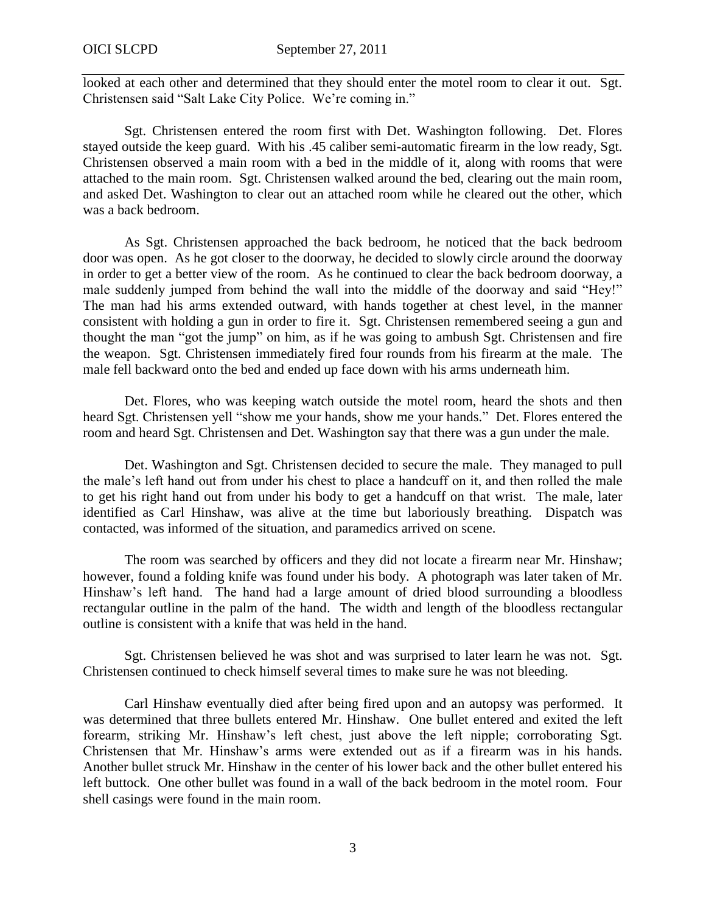looked at each other and determined that they should enter the motel room to clear it out. Sgt. Christensen said "Salt Lake City Police. We're coming in."

Sgt. Christensen entered the room first with Det. Washington following. Det. Flores stayed outside the keep guard. With his .45 caliber semi-automatic firearm in the low ready, Sgt. Christensen observed a main room with a bed in the middle of it, along with rooms that were attached to the main room. Sgt. Christensen walked around the bed, clearing out the main room, and asked Det. Washington to clear out an attached room while he cleared out the other, which was a back bedroom.

As Sgt. Christensen approached the back bedroom, he noticed that the back bedroom door was open. As he got closer to the doorway, he decided to slowly circle around the doorway in order to get a better view of the room. As he continued to clear the back bedroom doorway, a male suddenly jumped from behind the wall into the middle of the doorway and said "Hey!" The man had his arms extended outward, with hands together at chest level, in the manner consistent with holding a gun in order to fire it. Sgt. Christensen remembered seeing a gun and thought the man "got the jump" on him, as if he was going to ambush Sgt. Christensen and fire the weapon. Sgt. Christensen immediately fired four rounds from his firearm at the male. The male fell backward onto the bed and ended up face down with his arms underneath him.

Det. Flores, who was keeping watch outside the motel room, heard the shots and then heard Sgt. Christensen yell "show me your hands, show me your hands." Det. Flores entered the room and heard Sgt. Christensen and Det. Washington say that there was a gun under the male.

Det. Washington and Sgt. Christensen decided to secure the male. They managed to pull the male's left hand out from under his chest to place a handcuff on it, and then rolled the male to get his right hand out from under his body to get a handcuff on that wrist. The male, later identified as Carl Hinshaw, was alive at the time but laboriously breathing. Dispatch was contacted, was informed of the situation, and paramedics arrived on scene.

The room was searched by officers and they did not locate a firearm near Mr. Hinshaw; however, found a folding knife was found under his body. A photograph was later taken of Mr. Hinshaw's left hand. The hand had a large amount of dried blood surrounding a bloodless rectangular outline in the palm of the hand. The width and length of the bloodless rectangular outline is consistent with a knife that was held in the hand.

Sgt. Christensen believed he was shot and was surprised to later learn he was not. Sgt. Christensen continued to check himself several times to make sure he was not bleeding.

Carl Hinshaw eventually died after being fired upon and an autopsy was performed. It was determined that three bullets entered Mr. Hinshaw. One bullet entered and exited the left forearm, striking Mr. Hinshaw's left chest, just above the left nipple; corroborating Sgt. Christensen that Mr. Hinshaw's arms were extended out as if a firearm was in his hands. Another bullet struck Mr. Hinshaw in the center of his lower back and the other bullet entered his left buttock. One other bullet was found in a wall of the back bedroom in the motel room. Four shell casings were found in the main room.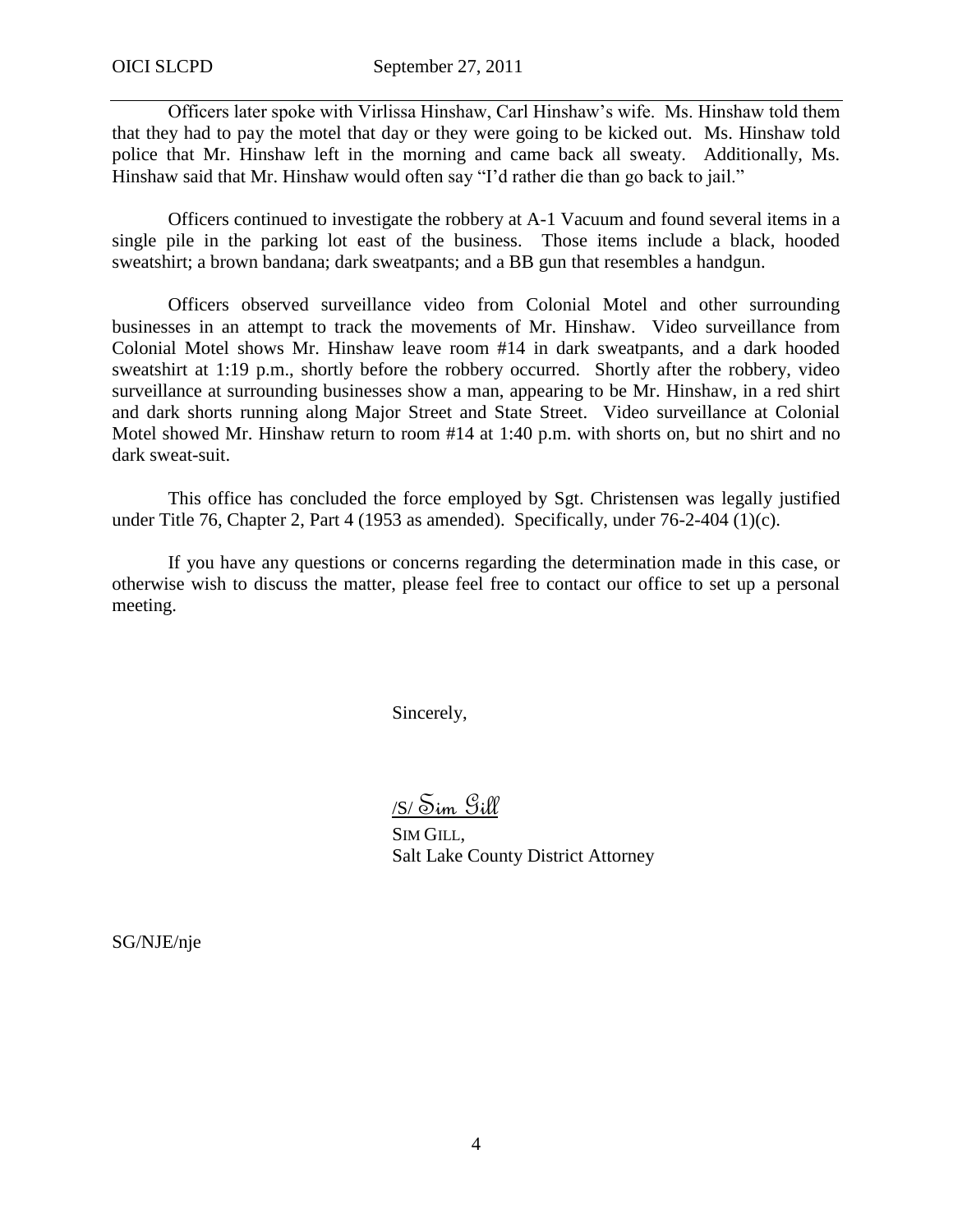Officers later spoke with Virlissa Hinshaw, Carl Hinshaw's wife. Ms. Hinshaw told them that they had to pay the motel that day or they were going to be kicked out. Ms. Hinshaw told police that Mr. Hinshaw left in the morning and came back all sweaty. Additionally, Ms. Hinshaw said that Mr. Hinshaw would often say "I'd rather die than go back to jail."

Officers continued to investigate the robbery at A-1 Vacuum and found several items in a single pile in the parking lot east of the business. Those items include a black, hooded sweatshirt; a brown bandana; dark sweatpants; and a BB gun that resembles a handgun.

Officers observed surveillance video from Colonial Motel and other surrounding businesses in an attempt to track the movements of Mr. Hinshaw. Video surveillance from Colonial Motel shows Mr. Hinshaw leave room #14 in dark sweatpants, and a dark hooded sweatshirt at 1:19 p.m., shortly before the robbery occurred. Shortly after the robbery, video surveillance at surrounding businesses show a man, appearing to be Mr. Hinshaw, in a red shirt and dark shorts running along Major Street and State Street. Video surveillance at Colonial Motel showed Mr. Hinshaw return to room #14 at 1:40 p.m. with shorts on, but no shirt and no dark sweat-suit.

This office has concluded the force employed by Sgt. Christensen was legally justified under Title 76, Chapter 2, Part 4 (1953 as amended). Specifically, under 76-2-404 (1)(c).

If you have any questions or concerns regarding the determination made in this case, or otherwise wish to discuss the matter, please feel free to contact our office to set up a personal meeting.

Sincerely,

/S/ Sim Gill

SIM GILL,
Salt Lake County District Attorney

SG/NJE/nje